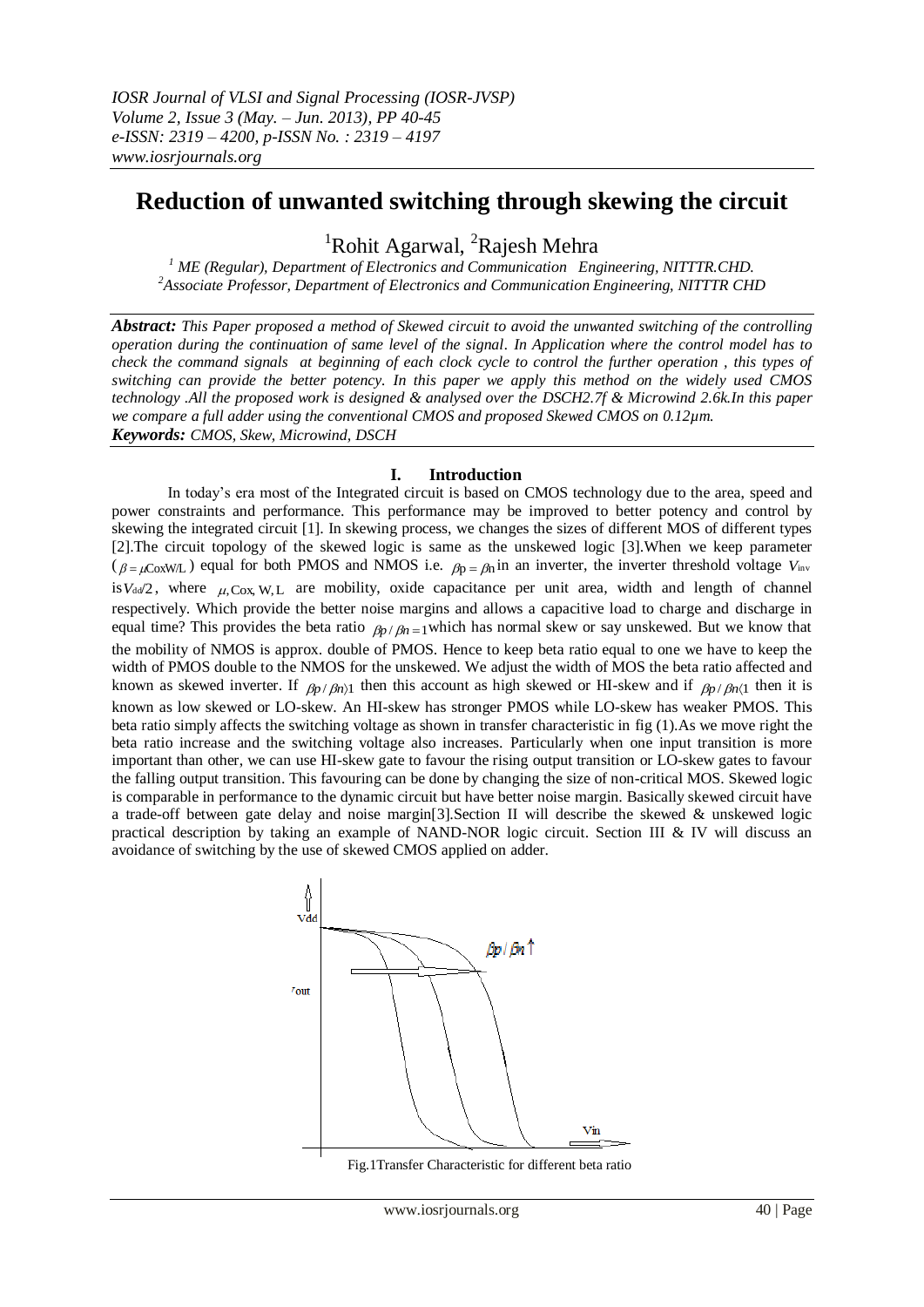# Reduction of unwanted switching through skewing the circuit

[1]Rohit Agarwal, [2]Rajesh Mehra

[1] ME (Regular), Department of Electronics and Communication Engineering, NITTTR.CHD.
[2]Associate Professor, Department of Electronics and Communication Engineering, NITTTR CHD

***Abstract:*** *This Paper proposed a method of Skewed circuit to avoid the unwanted switching of the controlling operation during the continuation of same level of the signal. In Application where the control model has to check the command signals at beginning of each clock cycle to control the further operation , this types of switching can provide the better potency. In this paper we apply this method on the widely used CMOS technology .All the proposed work is designed & analysed over the DSCH2.7f & Microwind 2.6k.In this paper we compare a full adder using the conventional CMOS and proposed Skewed CMOS on 0.12µm.*

***Keywords:*** *CMOS, Skew, Microwind, DSCH*

## I. Introduction

In today's era most of the Integrated circuit is based on CMOS technology due to the area, speed and power constraints and performance. This performance may be improved to better potency and control by skewing the integrated circuit [1]. In skewing process, we changes the sizes of different MOS of different types [2].The circuit topology of the skewed logic is same as the unskewed logic [3].When we keep parameter ($\beta = \mu C_{ox} W/L$) equal for both PMOS and NMOS i.e. $\beta_p = \beta_n$ in an inverter, the inverter threshold voltage $V_{inv}$ is $V_{dd}/2$, where $\mu$, Cox, W, L are mobility, oxide capacitance per unit area, width and length of channel respectively. Which provide the better noise margins and allows a capacitive load to charge and discharge in equal time? This provides the beta ratio $\beta_p / \beta_n = 1$ which has normal skew or say unskewed. But we know that the mobility of NMOS is approx. double of PMOS. Hence to keep beta ratio equal to one we have to keep the width of PMOS double to the NMOS for the unskewed. We adjust the width of MOS the beta ratio affected and known as skewed inverter. If $\beta_p / \beta_n \rangle 1$ then this account as high skewed or HI-skew and if $\beta_p / \beta_n \langle 1$ then it is known as low skewed or LO-skew. An HI-skew has stronger PMOS while LO-skew has weaker PMOS. This beta ratio simply affects the switching voltage as shown in transfer characteristic in fig (1).As we move right the beta ratio increase and the switching voltage also increases. Particularly when one input transition is more important than other, we can use HI-skew gate to favour the rising output transition or LO-skew gates to favour the falling output transition. This favouring can be done by changing the size of non-critical MOS. Skewed logic is comparable in performance to the dynamic circuit but have better noise margin. Basically skewed circuit have a trade-off between gate delay and noise margin[3].Section II will describe the skewed & unskewed logic practical description by taking an example of NAND-NOR logic circuit. Section III & IV will discuss an avoidance of switching by the use of skewed CMOS applied on adder.

Fig.1Transfer Characteristic for different beta ratio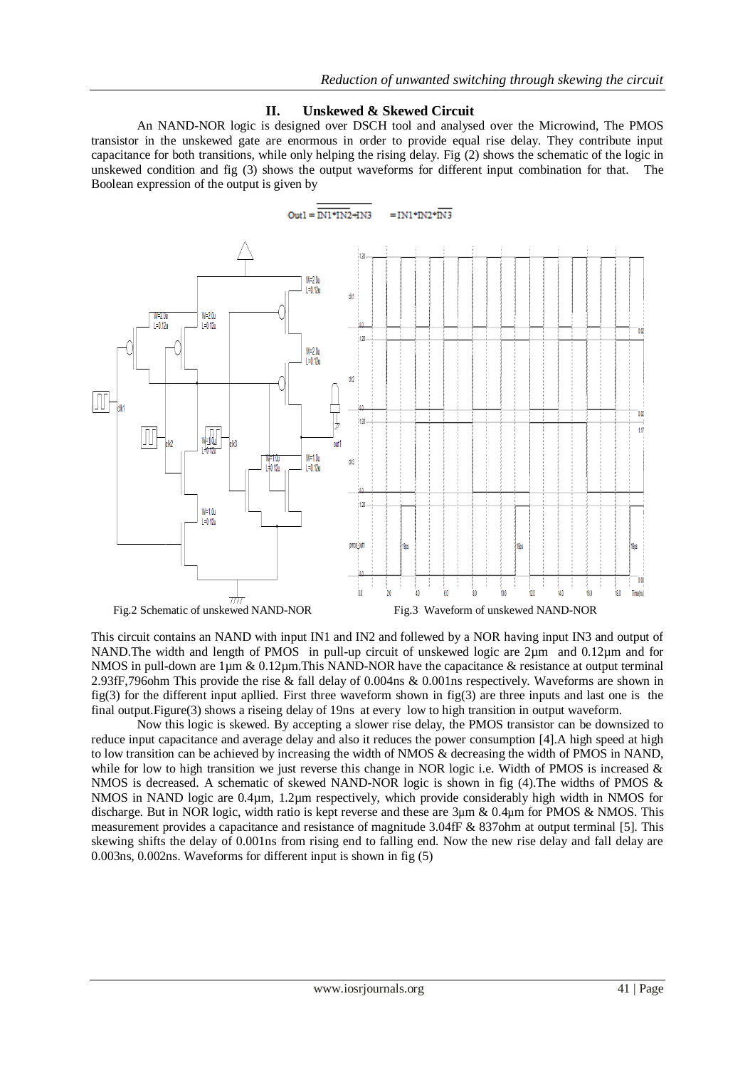## II. Unskewed & Skewed Circuit

An NAND-NOR logic is designed over DSCH tool and analysed over the Microwind, The PMOS transistor in the unskewed gate are enormous in order to provide equal rise delay. They contribute input capacitance for both transitions, while only helping the rising delay. Fig (2) shows the schematic of the logic in unskewed condition and fig (3) shows the output waveforms for different input combination for that. The Boolean expression of the output is given by

$$Out1 = \overline{\overline{IN1*IN2}+IN3} \quad = IN1*IN2*\overline{IN3}$$

Fig.2 Schematic of unskewed NAND-NOR

Fig.3 Waveform of unskewed NAND-NOR

This circuit contains an NAND with input IN1 and IN2 and follewed by a NOR having input IN3 and output of NAND.The width and length of PMOS in pull-up circuit of unskewed logic are 2µm and 0.12µm and for NMOS in pull-down are 1µm & 0.12µm.This NAND-NOR have the capacitance & resistance at output terminal 2.93fF,796ohm This provide the rise & fall delay of 0.004ns & 0.001ns respectively. Waveforms are shown in fig(3) for the different input apllied. First three waveform shown in fig(3) are three inputs and last one is the final output.Figure(3) shows a riseing delay of 19ns at every low to high transition in output waveform.

Now this logic is skewed. By accepting a slower rise delay, the PMOS transistor can be downsized to reduce input capacitance and average delay and also it reduces the power consumption [4].A high speed at high to low transition can be achieved by increasing the width of NMOS & decreasing the width of PMOS in NAND, while for low to high transition we just reverse this change in NOR logic i.e. Width of PMOS is increased & NMOS is decreased. A schematic of skewed NAND-NOR logic is shown in fig (4).The widths of PMOS & NMOS in NAND logic are 0.4µm, 1.2µm respectively, which provide considerably high width in NMOS for discharge. But in NOR logic, width ratio is kept reverse and these are 3µm & 0.4µm for PMOS & NMOS. This measurement provides a capacitance and resistance of magnitude 3.04fF & 837ohm at output terminal [5]. This skewing shifts the delay of 0.001ns from rising end to falling end. Now the new rise delay and fall delay are 0.003ns, 0.002ns. Waveforms for different input is shown in fig (5)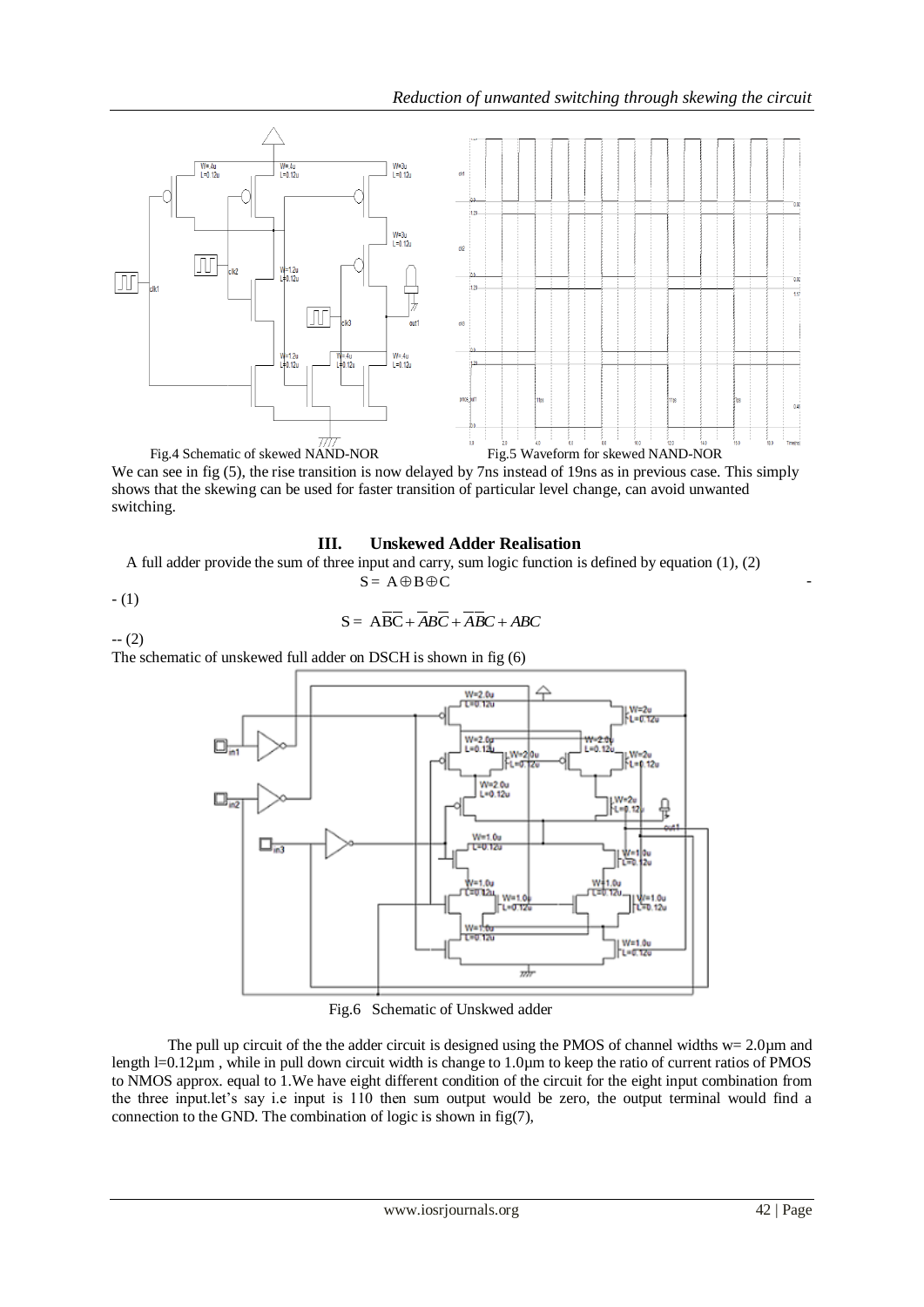Fig.4 Schematic of skewed NAND-NOR

Fig.5 Waveform for skewed NAND-NOR

We can see in fig (5), the rise transition is now delayed by 7ns instead of 19ns as in previous case. This simply shows that the skewing can be used for faster transition of particular level change, can avoid unwanted switching.

## III. Unskewed Adder Realisation

A full adder provide the sum of three input and carry, sum logic function is defined by equation (1), (2)

$$S = A \oplus B \oplus C \quad - (1)$$

$$S = A\overline{B}\overline{C} + \overline{A}B\overline{C} + \overline{A}\overline{B}C + ABC \quad -- (2)$$

The schematic of unskewed full adder on DSCH is shown in fig (6)

Fig.6 Schematic of Unskwed adder

The pull up circuit of the the adder circuit is designed using the PMOS of channel widths w= 2.0µm and length l=0.12µm , while in pull down circuit width is change to 1.0µm to keep the ratio of current ratios of PMOS to NMOS approx. equal to 1.We have eight different condition of the circuit for the eight input combination from the three input.let's say i.e input is 110 then sum output would be zero, the output terminal would find a connection to the GND. The combination of logic is shown in fig(7),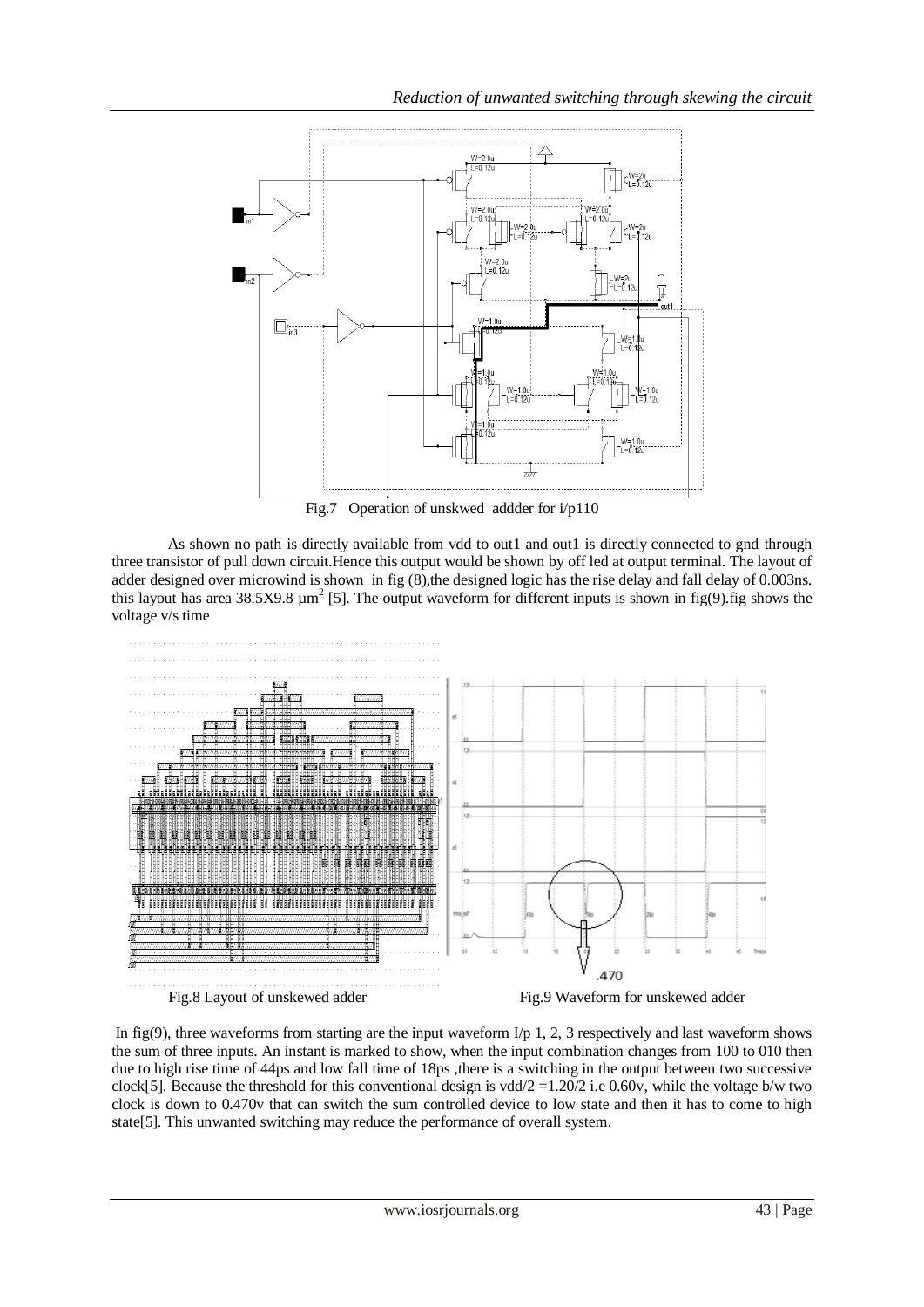Fig.7 Operation of unskwed addder for i/p110

As shown no path is directly available from vdd to out1 and out1 is directly connected to gnd through three transistor of pull down circuit.Hence this output would be shown by off led at output terminal. The layout of adder designed over microwind is shown in fig (8),the designed logic has the rise delay and fall delay of 0.003ns. this layout has area 38.5X9.8 $\mu m^2$ [5]. The output waveform for different inputs is shown in fig(9).fig shows the voltage v/s time

Fig.8 Layout of unskewed adder

Fig.9 Waveform for unskewed adder

In fig(9), three waveforms from starting are the input waveform I/p 1, 2, 3 respectively and last waveform shows the sum of three inputs. An instant is marked to show, when the input combination changes from 100 to 010 then due to high rise time of 44ps and low fall time of 18ps ,there is a switching in the output between two successive clock[5]. Because the threshold for this conventional design is vdd/2 =1.20/2 i.e 0.60v, while the voltage b/w two clock is down to 0.470v that can switch the sum controlled device to low state and then it has to come to high state[5]. This unwanted switching may reduce the performance of overall system.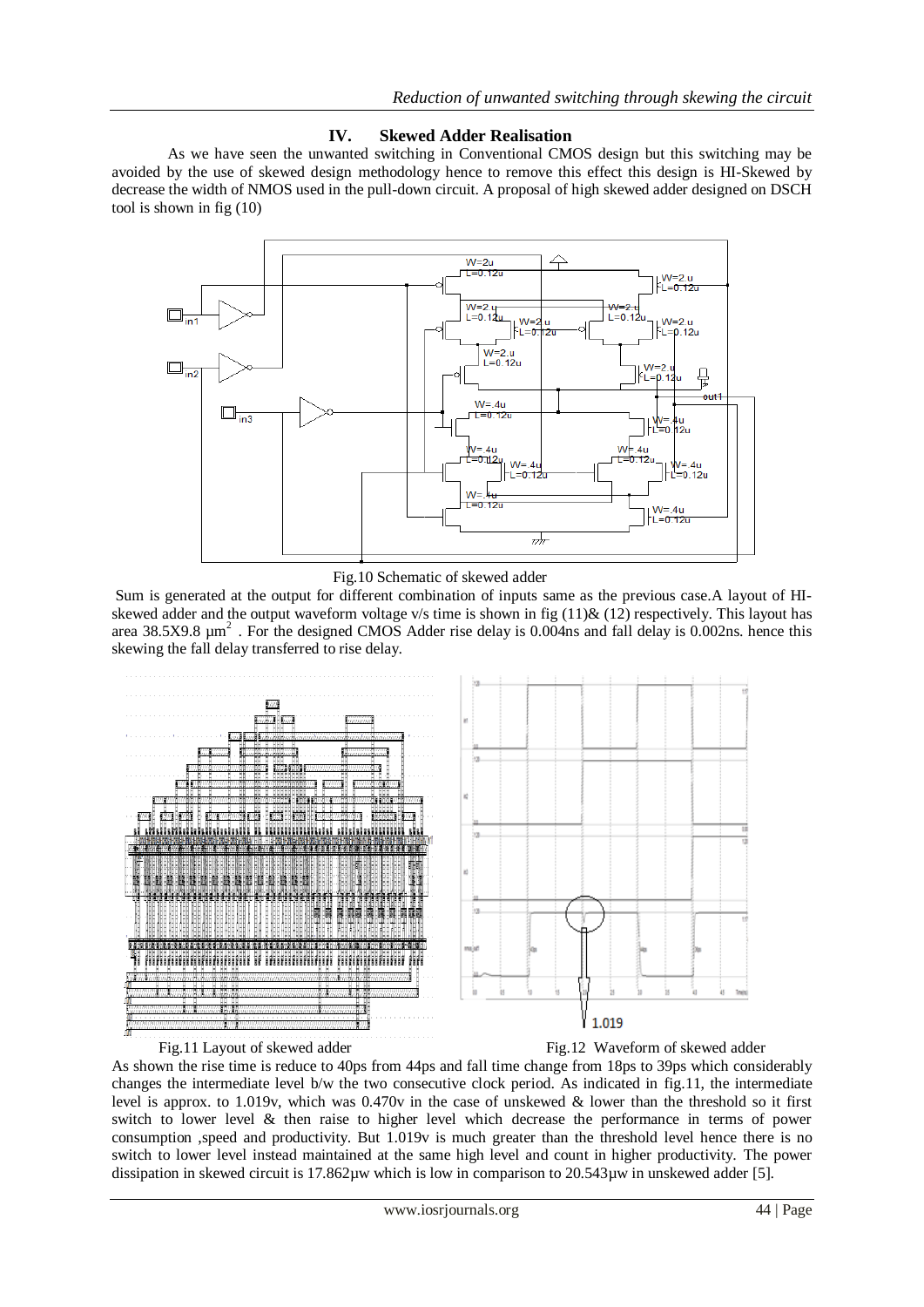## IV. Skewed Adder Realisation

As we have seen the unwanted switching in Conventional CMOS design but this switching may be avoided by the use of skewed design methodology hence to remove this effect this design is HI-Skewed by decrease the width of NMOS used in the pull-down circuit. A proposal of high skewed adder designed on DSCH tool is shown in fig (10)

Fig.10 Schematic of skewed adder

Sum is generated at the output for different combination of inputs same as the previous case.A layout of HI-skewed adder and the output waveform voltage v/s time is shown in fig (11)& (12) respectively. This layout has area 38.5X9.8 μm$^2$ . For the designed CMOS Adder rise delay is 0.004ns and fall delay is 0.002ns. hence this skewing the fall delay transferred to rise delay.

Fig.11 Layout of skewed adder

Fig.12 Waveform of skewed adder

As shown the rise time is reduce to 40ps from 44ps and fall time change from 18ps to 39ps which considerably changes the intermediate level b/w the two consecutive clock period. As indicated in fig.11, the intermediate level is approx. to 1.019v, which was 0.470v in the case of unskewed & lower than the threshold so it first switch to lower level & then raise to higher level which decrease the performance in terms of power consumption ,speed and productivity. But 1.019v is much greater than the threshold level hence there is no switch to lower level instead maintained at the same high level and count in higher productivity. The power dissipation in skewed circuit is 17.862μw which is low in comparison to 20.543μw in unskewed adder [5].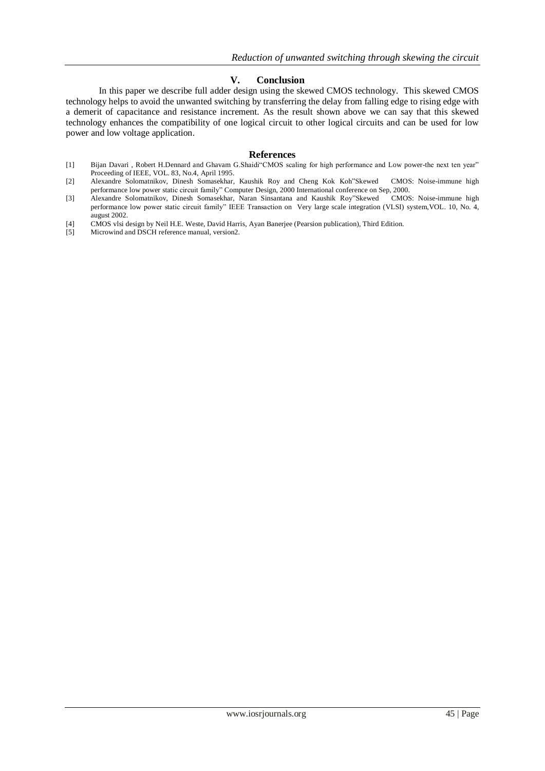## V. Conclusion

In this paper we describe full adder design using the skewed CMOS technology. This skewed CMOS technology helps to avoid the unwanted switching by transferring the delay from falling edge to rising edge with a demerit of capacitance and resistance increment. As the result shown above we can say that this skewed technology enhances the compatibility of one logical circuit to other logical circuits and can be used for low power and low voltage application.

## References

[1] Bijan Davari , Robert H.Dennard and Ghavam G.Shaidi"CMOS scaling for high performance and Low power-the next ten year" Proceeding of IEEE, VOL. 83, No.4, April 1995.

[2] Alexandre Solomatnikov, Dinesh Somasekhar, Kaushik Roy and Cheng Kok Koh"Skewed CMOS: Noise-immune high performance low power static circuit family" Computer Design, 2000 International conference on Sep, 2000.

[3] Alexandre Solomatnikov, Dinesh Somasekhar, Naran Sinsantana and Kaushik Roy"Skewed CMOS: Noise-immune high performance low power static circuit family" IEEE Transaction on Very large scale integration (VLSI) system,VOL. 10, No. 4, august 2002.

[4] CMOS vlsi design by Neil H.E. Weste, David Harris, Ayan Banerjee (Pearsion publication), Third Edition.

[5] Microwind and DSCH reference manual, version2.